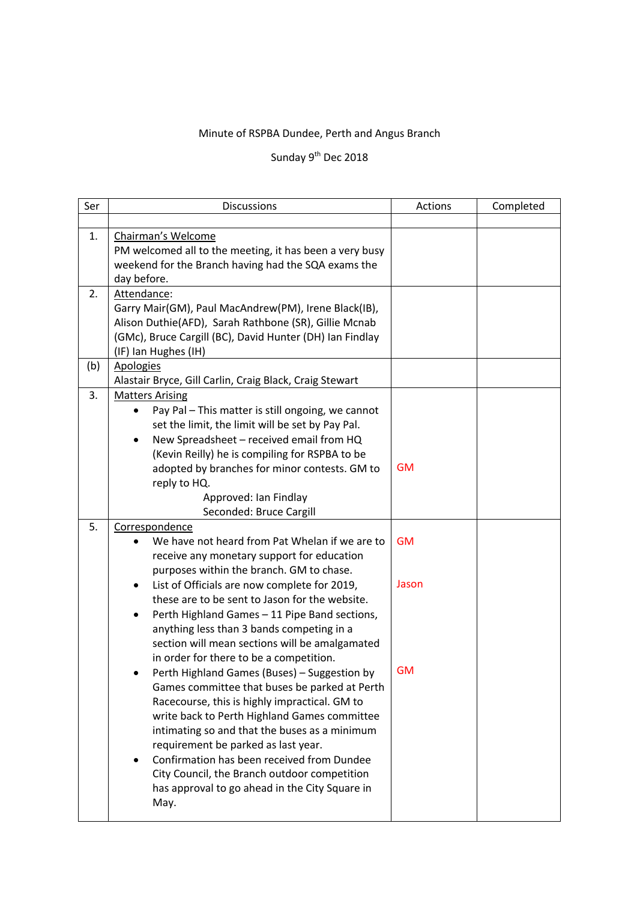Minute of RSPBA Dundee, Perth and Angus Branch

Sunday 9th Dec 2018

| Ser | Discussions | Actions | Completed |
|---|---|---|---|
| | | | |
| 1. | Chairman's Welcome<br>PM welcomed all to the meeting, it has been a very busy weekend for the Branch having had the SQA exams the day before. | | |
| 2. | Attendance:<br>Garry Mair(GM), Paul MacAndrew(PM), Irene Black(IB), Alison Duthie(AFD), Sarah Rathbone (SR), Gillie Mcnab (GMc), Bruce Cargill (BC), David Hunter (DH) Ian Findlay (IF) Ian Hughes (IH) | | |
| (b) | Apologies<br>Alastair Bryce, Gill Carlin, Craig Black, Craig Stewart | | |
| 3. | Matters Arising<br>• Pay Pal – This matter is still ongoing, we cannot set the limit, the limit will be set by Pay Pal.<br>• New Spreadsheet – received email from HQ (Kevin Reilly) he is compiling for RSPBA to be adopted by branches for minor contests. GM to reply to HQ.<br>Approved: Ian Findlay<br>Seconded: Bruce Cargill | GM | |
| 5. | Correspondence<br>• We have not heard from Pat Whelan if we are to receive any monetary support for education purposes within the branch. GM to chase.<br>• List of Officials are now complete for 2019, these are to be sent to Jason for the website.<br>• Perth Highland Games – 11 Pipe Band sections, anything less than 3 bands competing in a section will mean sections will be amalgamated in order for there to be a competition.<br>• Perth Highland Games (Buses) – Suggestion by Games committee that buses be parked at Perth Racecourse, this is highly impractical. GM to write back to Perth Highland Games committee intimating so and that the buses as a minimum requirement be parked as last year.<br>• Confirmation has been received from Dundee City Council, the Branch outdoor competition has approval to go ahead in the City Square in May. | GM<br><br>Jason<br><br>GM | |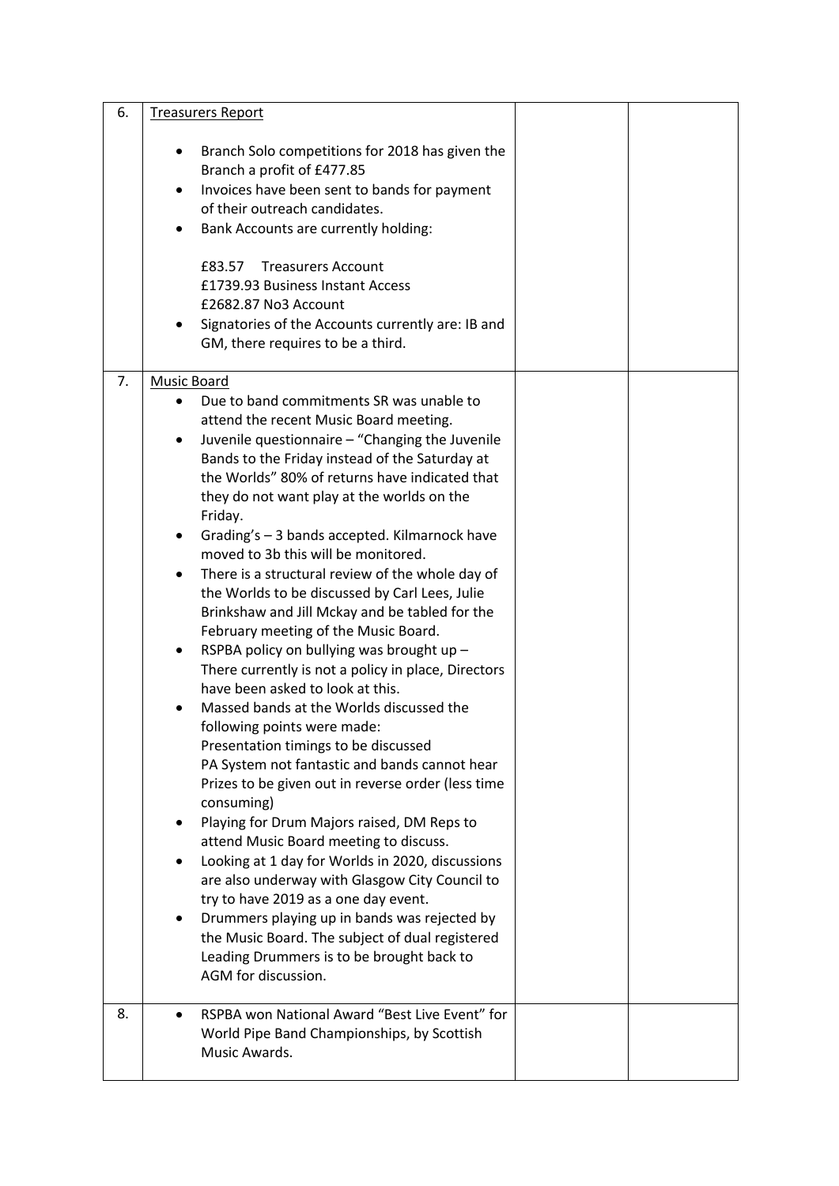| 6. | <u>Treasurers Report</u><br><br>• Branch Solo competitions for 2018 has given the Branch a profit of £477.85<br>• Invoices have been sent to bands for payment of their outreach candidates.<br>• Bank Accounts are currently holding:<br><br>£83.57 Treasurers Account<br>£1739.93 Business Instant Access<br>£2682.87 No3 Account<br>• Signatories of the Accounts currently are: IB and GM, there requires to be a third. | | |
|---|---|---|---|
| 7. | <u>Music Board</u><br>• Due to band commitments SR was unable to attend the recent Music Board meeting.<br>• Juvenile questionnaire – "Changing the Juvenile Bands to the Friday instead of the Saturday at the Worlds" 80% of returns have indicated that they do not want play at the worlds on the Friday.<br>• Grading's – 3 bands accepted. Kilmarnock have moved to 3b this will be monitored.<br>• There is a structural review of the whole day of the Worlds to be discussed by Carl Lees, Julie Brinkshaw and Jill Mckay and be tabled for the February meeting of the Music Board.<br>• RSPBA policy on bullying was brought up – There currently is not a policy in place, Directors have been asked to look at this.<br>• Massed bands at the Worlds discussed the following points were made:<br>Presentation timings to be discussed<br>PA System not fantastic and bands cannot hear<br>Prizes to be given out in reverse order (less time consuming)<br>• Playing for Drum Majors raised, DM Reps to attend Music Board meeting to discuss.<br>• Looking at 1 day for Worlds in 2020, discussions are also underway with Glasgow City Council to try to have 2019 as a one day event.<br>• Drummers playing up in bands was rejected by the Music Board. The subject of dual registered Leading Drummers is to be brought back to AGM for discussion. | | |
| 8. | • RSPBA won National Award "Best Live Event" for World Pipe Band Championships, by Scottish Music Awards. | | |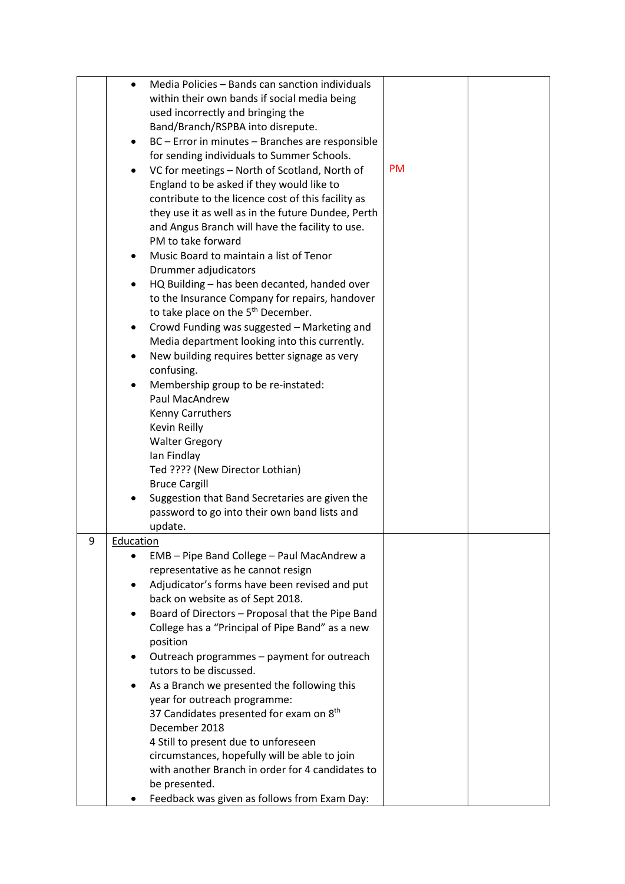| | | | |
|---|---|---|---|
| | • Media Policies – Bands can sanction individuals within their own bands if social media being used incorrectly and bringing the Band/Branch/RSPBA into disrepute.<br>• BC – Error in minutes – Branches are responsible for sending individuals to Summer Schools.<br>• VC for meetings – North of Scotland, North of England to be asked if they would like to contribute to the licence cost of this facility as they use it as well as in the future Dundee, Perth and Angus Branch will have the facility to use. PM to take forward<br>• Music Board to maintain a list of Tenor Drummer adjudicators<br>• HQ Building – has been decanted, handed over to the Insurance Company for repairs, handover to take place on the 5th December.<br>• Crowd Funding was suggested – Marketing and Media department looking into this currently.<br>• New building requires better signage as very confusing.<br>• Membership group to be re-instated:<br>Paul MacAndrew<br>Kenny Carruthers<br>Kevin Reilly<br>Walter Gregory<br>Ian Findlay<br>Ted ???? (New Director Lothian)<br>Bruce Cargill<br>• Suggestion that Band Secretaries are given the password to go into their own band lists and update. | PM | |
| 9 | Education<br>• EMB – Pipe Band College – Paul MacAndrew a representative as he cannot resign<br>• Adjudicator's forms have been revised and put back on website as of Sept 2018.<br>• Board of Directors – Proposal that the Pipe Band College has a "Principal of Pipe Band" as a new position<br>• Outreach programmes – payment for outreach tutors to be discussed.<br>• As a Branch we presented the following this year for outreach programme:<br>37 Candidates presented for exam on 8th December 2018<br>4 Still to present due to unforeseen circumstances, hopefully will be able to join with another Branch in order for 4 candidates to be presented.<br>• Feedback was given as follows from Exam Day: | | |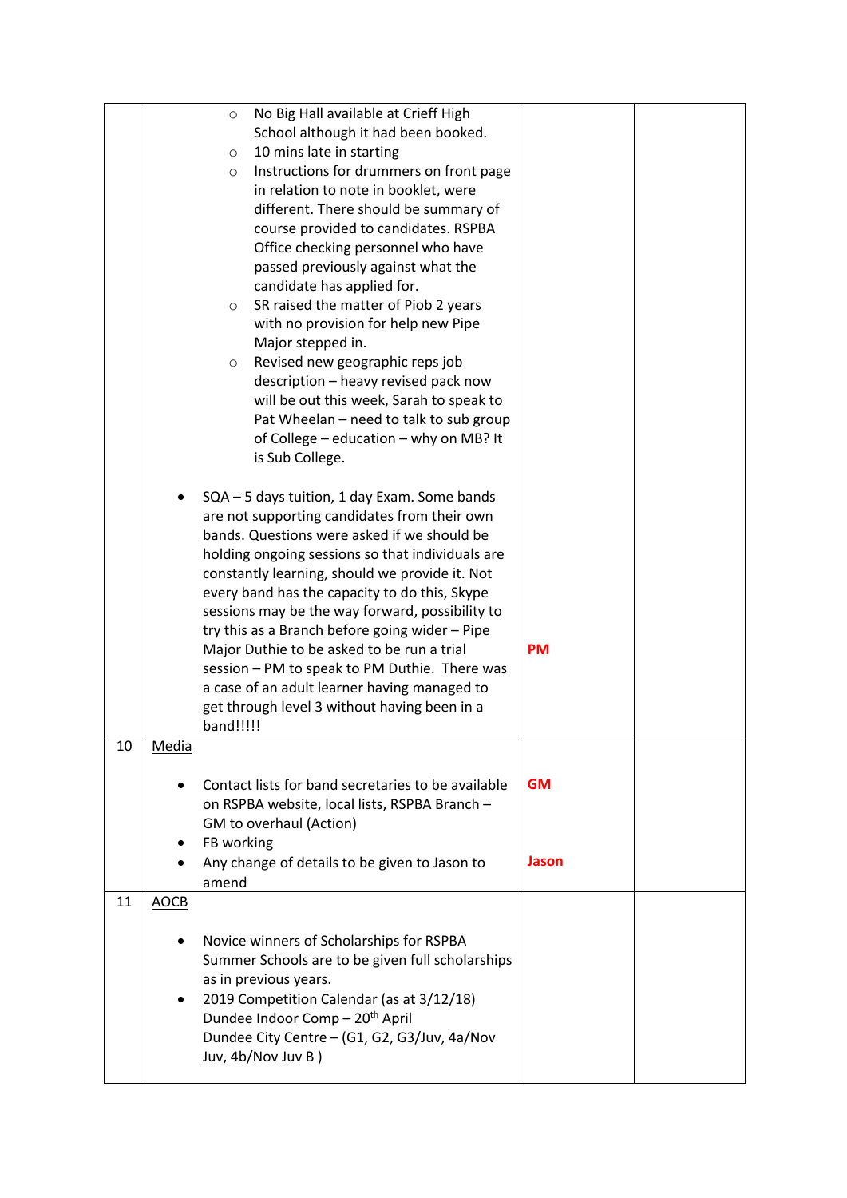| | | | |
|---|---|---|---|
| | ○ No Big Hall available at Crieff High School although it had been booked.<br>○ 10 mins late in starting<br>○ Instructions for drummers on front page in relation to note in booklet, were different. There should be summary of course provided to candidates. RSPBA Office checking personnel who have passed previously against what the candidate has applied for.<br>○ SR raised the matter of Piob 2 years with no provision for help new Pipe Major stepped in.<br>○ Revised new geographic reps job description – heavy revised pack now will be out this week, Sarah to speak to Pat Wheelan – need to talk to sub group of College – education – why on MB? It is Sub College.<br><br>• SQA – 5 days tuition, 1 day Exam. Some bands are not supporting candidates from their own bands. Questions were asked if we should be holding ongoing sessions so that individuals are constantly learning, should we provide it. Not every band has the capacity to do this, Skype sessions may be the way forward, possibility to try this as a Branch before going wider – Pipe Major Duthie to be asked to be run a trial session – PM to speak to PM Duthie. There was a case of an adult learner having managed to get through level 3 without having been in a band!!!!! | **PM** | |
| 10 | <u>Media</u><br><br>• Contact lists for band secretaries to be available on RSPBA website, local lists, RSPBA Branch – GM to overhaul (Action)<br>• FB working<br>• Any change of details to be given to Jason to amend | **GM**<br><br><br>**Jason** | |
| 11 | <u>AOCB</u><br><br>• Novice winners of Scholarships for RSPBA Summer Schools are to be given full scholarships as in previous years.<br>• 2019 Competition Calendar (as at 3/12/18)<br>Dundee Indoor Comp – 20th April<br>Dundee City Centre – (G1, G2, G3/Juv, 4a/Nov Juv, 4b/Nov Juv B ) | | |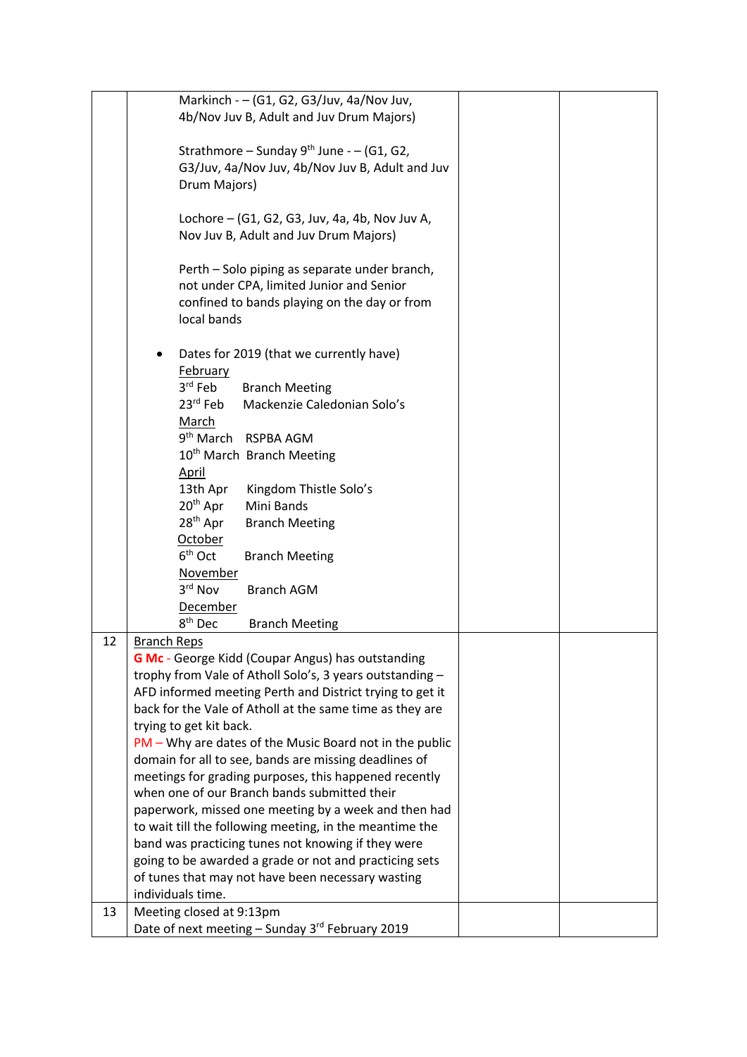| | | | |
|---|---|---|---|
| | Markinch - – (G1, G2, G3/Juv, 4a/Nov Juv, 4b/Nov Juv B, Adult and Juv Drum Majors)<br><br>Strathmore – Sunday 9th June - – (G1, G2, G3/Juv, 4a/Nov Juv, 4b/Nov Juv B, Adult and Juv Drum Majors)<br><br>Lochore – (G1, G2, G3, Juv, 4a, 4b, Nov Juv A, Nov Juv B, Adult and Juv Drum Majors)<br><br>Perth – Solo piping as separate under branch, not under CPA, limited Junior and Senior confined to bands playing on the day or from local bands<br><br>• Dates for 2019 (that we currently have)<br>February<br>3rd Feb Branch Meeting<br>23rd Feb Mackenzie Caledonian Solo's<br>March<br>9th March RSPBA AGM<br>10th March Branch Meeting<br>April<br>13th Apr Kingdom Thistle Solo's<br>20th Apr Mini Bands<br>28th Apr Branch Meeting<br>October<br>6th Oct Branch Meeting<br>November<br>3rd Nov Branch AGM<br>December<br>8th Dec Branch Meeting | | |
| 12 | Branch Reps<br>**G Mc** - George Kidd (Coupar Angus) has outstanding trophy from Vale of Atholl Solo's, 3 years outstanding – AFD informed meeting Perth and District trying to get it back for the Vale of Atholl at the same time as they are trying to get kit back.<br>PM – Why are dates of the Music Board not in the public domain for all to see, bands are missing deadlines of meetings for grading purposes, this happened recently when one of our Branch bands submitted their paperwork, missed one meeting by a week and then had to wait till the following meeting, in the meantime the band was practicing tunes not knowing if they were going to be awarded a grade or not and practicing sets of tunes that may not have been necessary wasting individuals time. | | |
| 13 | Meeting closed at 9:13pm<br>Date of next meeting – Sunday 3rd February 2019 | | |